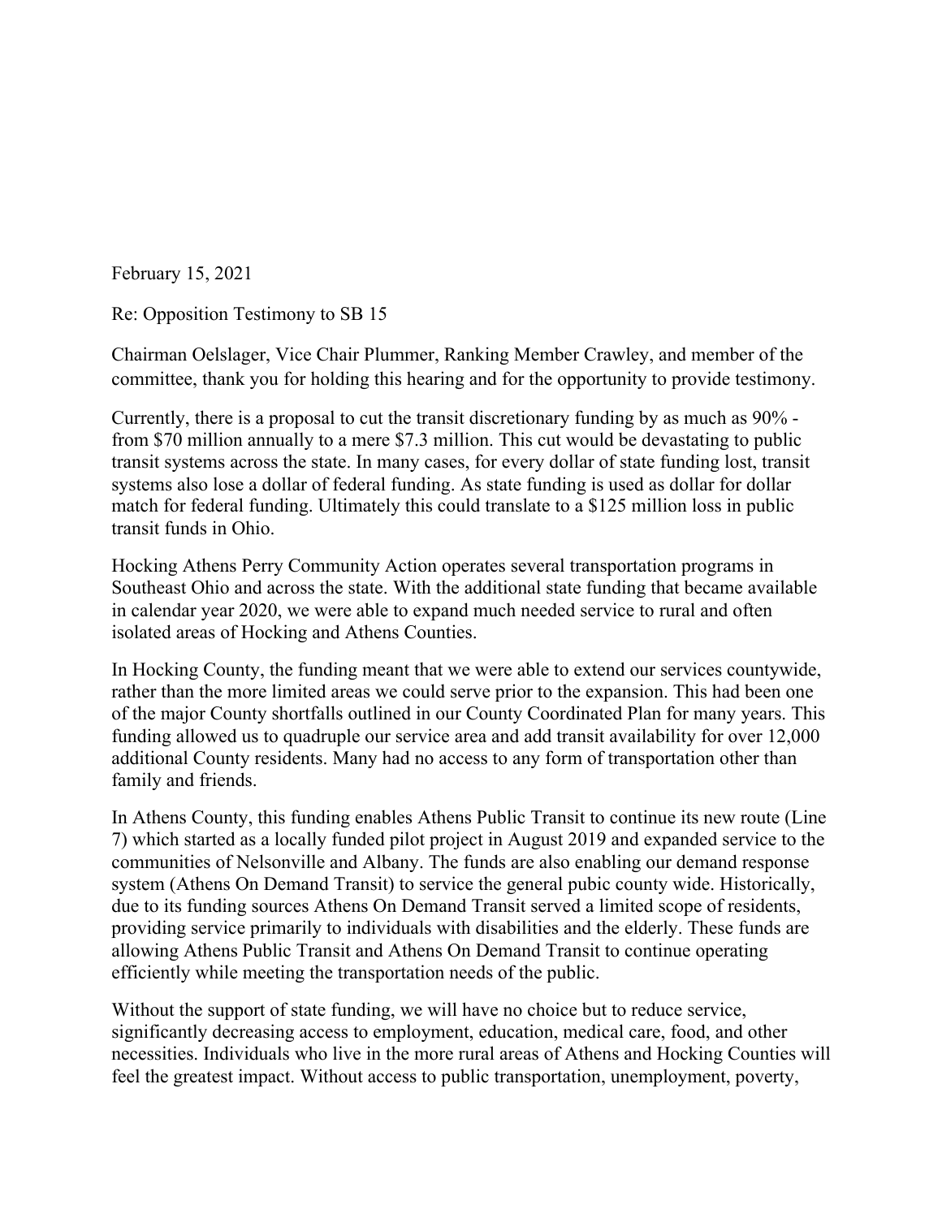February 15, 2021

Re: Opposition Testimony to SB 15

Chairman Oelslager, Vice Chair Plummer, Ranking Member Crawley, and member of the committee, thank you for holding this hearing and for the opportunity to provide testimony.

Currently, there is a proposal to cut the transit discretionary funding by as much as 90% - from $70 million annually to a mere $7.3 million. This cut would be devastating to public transit systems across the state. In many cases, for every dollar of state funding lost, transit systems also lose a dollar of federal funding. As state funding is used as dollar for dollar match for federal funding. Ultimately this could translate to a $125 million loss in public transit funds in Ohio.

Hocking Athens Perry Community Action operates several transportation programs in Southeast Ohio and across the state. With the additional state funding that became available in calendar year 2020, we were able to expand much needed service to rural and often isolated areas of Hocking and Athens Counties.

In Hocking County, the funding meant that we were able to extend our services countywide, rather than the more limited areas we could serve prior to the expansion. This had been one of the major County shortfalls outlined in our County Coordinated Plan for many years. This funding allowed us to quadruple our service area and add transit availability for over 12,000 additional County residents. Many had no access to any form of transportation other than family and friends.

In Athens County, this funding enables Athens Public Transit to continue its new route (Line 7) which started as a locally funded pilot project in August 2019 and expanded service to the communities of Nelsonville and Albany. The funds are also enabling our demand response system (Athens On Demand Transit) to service the general pubic county wide. Historically, due to its funding sources Athens On Demand Transit served a limited scope of residents, providing service primarily to individuals with disabilities and the elderly. These funds are allowing Athens Public Transit and Athens On Demand Transit to continue operating efficiently while meeting the transportation needs of the public.

Without the support of state funding, we will have no choice but to reduce service, significantly decreasing access to employment, education, medical care, food, and other necessities. Individuals who live in the more rural areas of Athens and Hocking Counties will feel the greatest impact. Without access to public transportation, unemployment, poverty,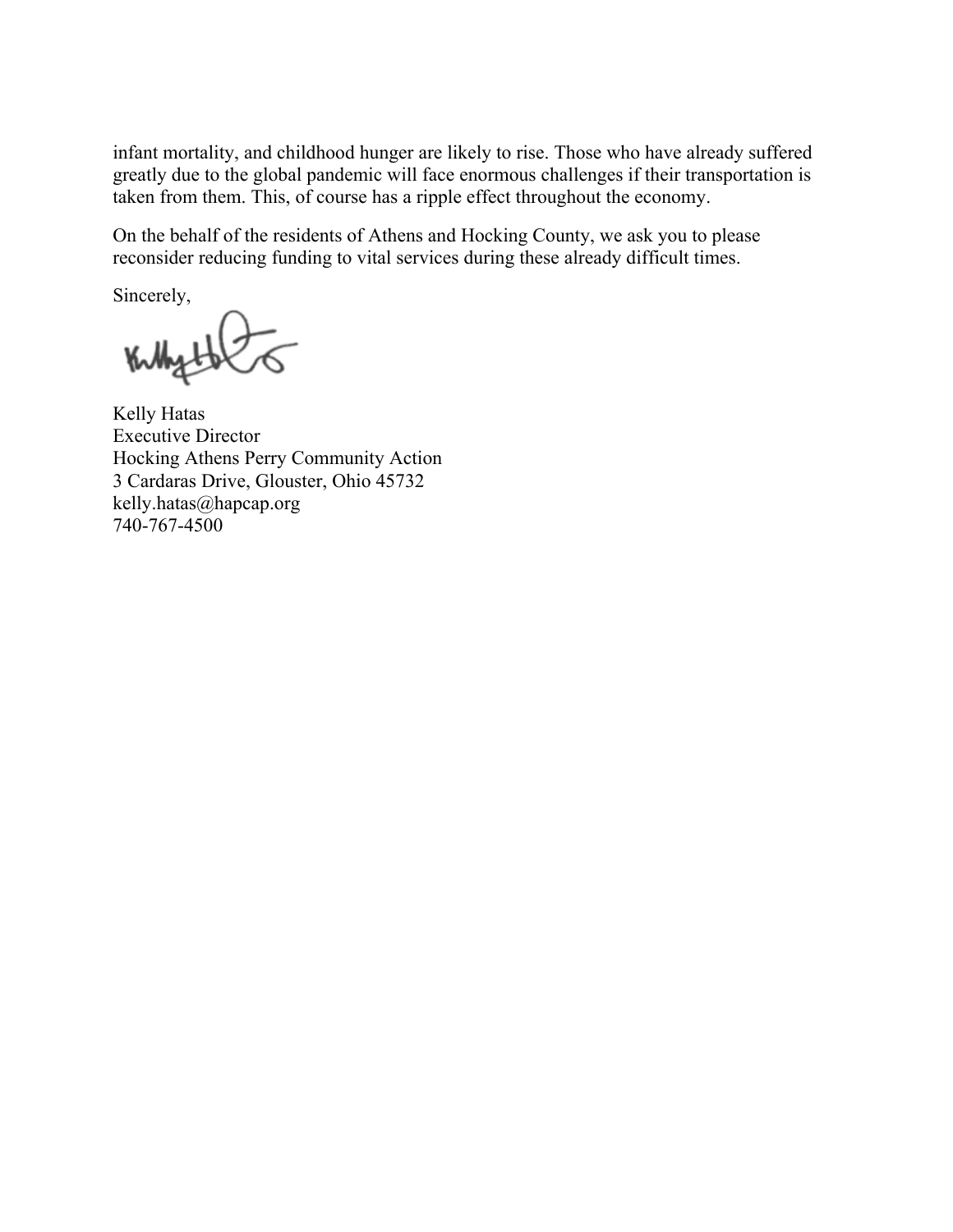infant mortality, and childhood hunger are likely to rise. Those who have already suffered greatly due to the global pandemic will face enormous challenges if their transportation is taken from them. This, of course has a ripple effect throughout the economy.

On the behalf of the residents of Athens and Hocking County, we ask you to please reconsider reducing funding to vital services during these already difficult times.

Sincerely,

Kelly Hatas
Executive Director
Hocking Athens Perry Community Action
3 Cardaras Drive, Glouster, Ohio 45732
kelly.hatas@hapcap.org
740-767-4500